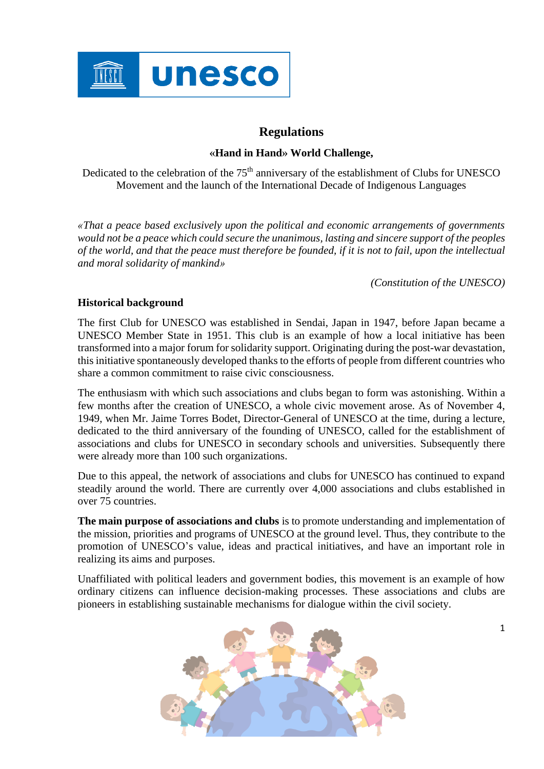# Regulations

**«Hand in Hand» World Challenge,**

Dedicated to the celebration of the 75th anniversary of the establishment of Clubs for UNESCO Movement and the launch of the International Decade of Indigenous Languages

*«That a peace based exclusively upon the political and economic arrangements of governments would not be a peace which could secure the unanimous, lasting and sincere support of the peoples of the world, and that the peace must therefore be founded, if it is not to fail, upon the intellectual and moral solidarity of mankind»*

*(Constitution of the UNESCO)*

## Historical background

The first Club for UNESCO was established in Sendai, Japan in 1947, before Japan became a UNESCO Member State in 1951. This club is an example of how a local initiative has been transformed into a major forum for solidarity support. Originating during the post-war devastation, this initiative spontaneously developed thanks to the efforts of people from different countries who share a common commitment to raise civic consciousness.

The enthusiasm with which such associations and clubs began to form was astonishing. Within a few months after the creation of UNESCO, a whole civic movement arose. As of November 4, 1949, when Mr. Jaime Torres Bodet, Director-General of UNESCO at the time, during a lecture, dedicated to the third anniversary of the founding of UNESCO, called for the establishment of associations and clubs for UNESCO in secondary schools and universities. Subsequently there were already more than 100 such organizations.

Due to this appeal, the network of associations and clubs for UNESCO has continued to expand steadily around the world. There are currently over 4,000 associations and clubs established in over 75 countries.

**The main purpose of associations and clubs** is to promote understanding and implementation of the mission, priorities and programs of UNESCO at the ground level. Thus, they contribute to the promotion of UNESCO's value, ideas and practical initiatives, and have an important role in realizing its aims and purposes.

Unaffiliated with political leaders and government bodies, this movement is an example of how ordinary citizens can influence decision-making processes. These associations and clubs are pioneers in establishing sustainable mechanisms for dialogue within the civil society.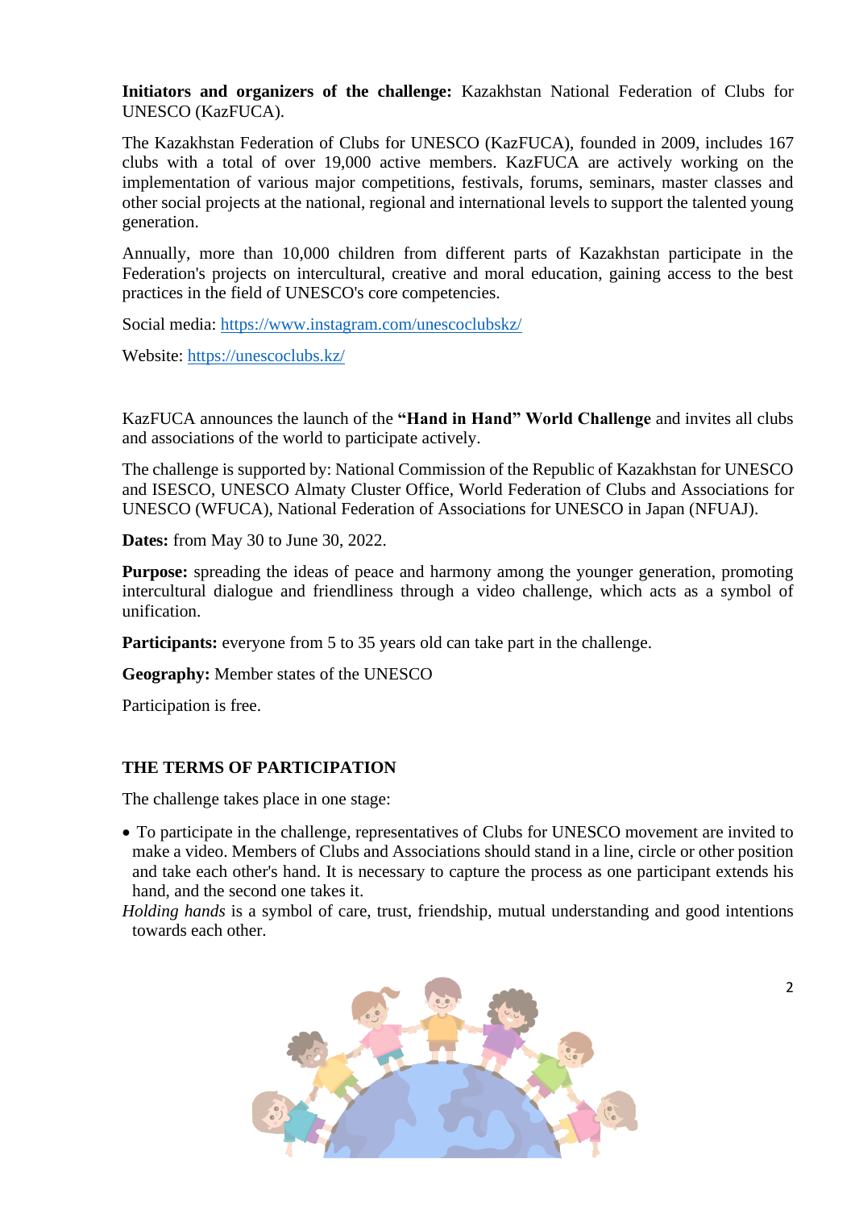**Initiators and organizers of the challenge:** Kazakhstan National Federation of Clubs for UNESCO (KazFUCA).

The Kazakhstan Federation of Clubs for UNESCO (KazFUCA), founded in 2009, includes 167 clubs with a total of over 19,000 active members. KazFUCA are actively working on the implementation of various major competitions, festivals, forums, seminars, master classes and other social projects at the national, regional and international levels to support the talented young generation.

Annually, more than 10,000 children from different parts of Kazakhstan participate in the Federation's projects on intercultural, creative and moral education, gaining access to the best practices in the field of UNESCO's core competencies.

Social media: https://www.instagram.com/unescoclubskz/

Website: https://unescoclubs.kz/

KazFUCA announces the launch of the **"Hand in Hand" World Challenge** and invites all clubs and associations of the world to participate actively.

The challenge is supported by: National Commission of the Republic of Kazakhstan for UNESCO and ISESCO, UNESCO Almaty Cluster Office, World Federation of Clubs and Associations for UNESCO (WFUCA), National Federation of Associations for UNESCO in Japan (NFUAJ).

**Dates:** from May 30 to June 30, 2022.

**Purpose:** spreading the ideas of peace and harmony among the younger generation, promoting intercultural dialogue and friendliness through a video challenge, which acts as a symbol of unification.

**Participants:** everyone from 5 to 35 years old can take part in the challenge.

**Geography:** Member states of the UNESCO

Participation is free.

## THE TERMS OF PARTICIPATION

The challenge takes place in one stage:

- To participate in the challenge, representatives of Clubs for UNESCO movement are invited to make a video. Members of Clubs and Associations should stand in a line, circle or other position and take each other's hand. It is necessary to capture the process as one participant extends his hand, and the second one takes it.

*Holding hands* is a symbol of care, trust, friendship, mutual understanding and good intentions towards each other.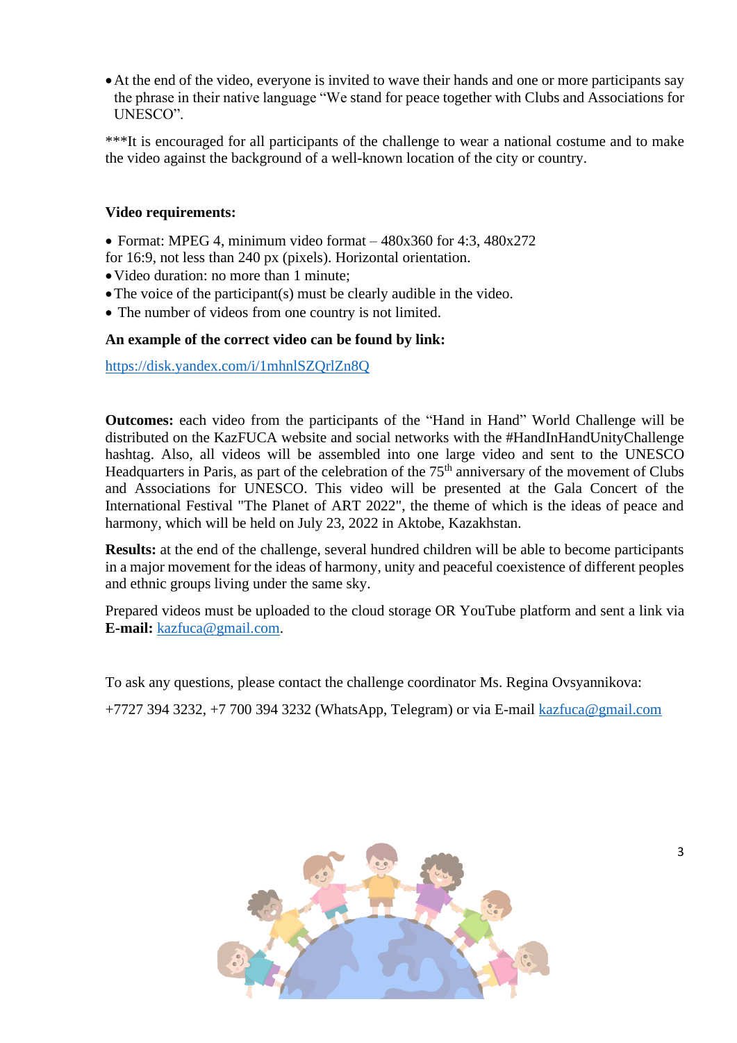- At the end of the video, everyone is invited to wave their hands and one or more participants say the phrase in their native language "We stand for peace together with Clubs and Associations for UNESCO".

***It is encouraged for all participants of the challenge to wear a national costume and to make the video against the background of a well-known location of the city or country.

**Video requirements:**

- Format: MPEG 4, minimum video format – 480x360 for 4:3, 480x272 for 16:9, not less than 240 px (pixels). Horizontal orientation.
- Video duration: no more than 1 minute;
- The voice of the participant(s) must be clearly audible in the video.
- The number of videos from one country is not limited.

**An example of the correct video can be found by link:**

https://disk.yandex.com/i/1mhnlSZQrlZn8Q

**Outcomes:** each video from the participants of the "Hand in Hand" World Challenge will be distributed on the KazFUCA website and social networks with the #HandInHandUnityChallenge hashtag. Also, all videos will be assembled into one large video and sent to the UNESCO Headquarters in Paris, as part of the celebration of the 75th anniversary of the movement of Clubs and Associations for UNESCO. This video will be presented at the Gala Concert of the International Festival "The Planet of ART 2022", the theme of which is the ideas of peace and harmony, which will be held on July 23, 2022 in Aktobe, Kazakhstan.

**Results:** at the end of the challenge, several hundred children will be able to become participants in a major movement for the ideas of harmony, unity and peaceful coexistence of different peoples and ethnic groups living under the same sky.

Prepared videos must be uploaded to the cloud storage OR YouTube platform and sent a link via **E-mail:** kazfuca@gmail.com.

To ask any questions, please contact the challenge coordinator Ms. Regina Ovsyannikova:

+7727 394 3232, +7 700 394 3232 (WhatsApp, Telegram) or via E-mail kazfuca@gmail.com